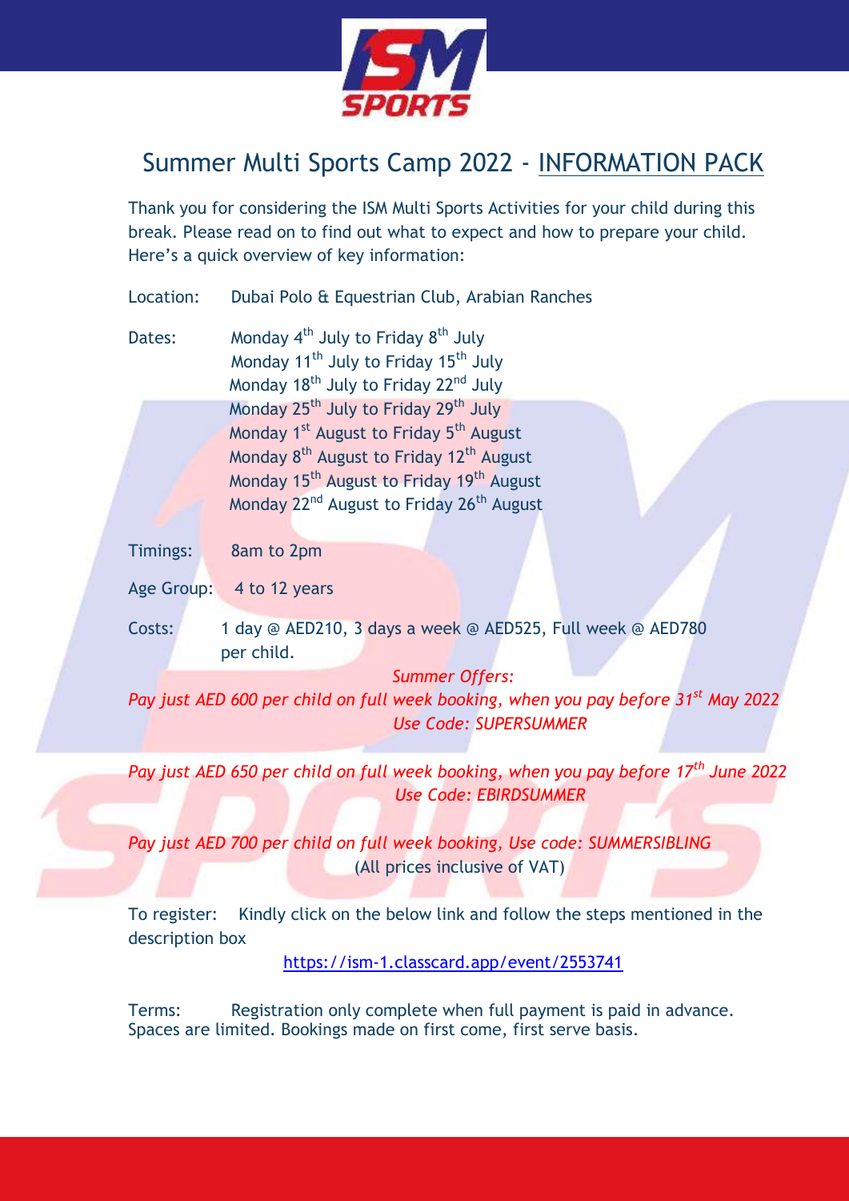# Summer Multi Sports Camp 2022 - INFORMATION PACK

Thank you for considering the ISM Multi Sports Activities for your child during this break. Please read on to find out what to expect and how to prepare your child. Here's a quick overview of key information:

Location: Dubai Polo & Equestrian Club, Arabian Ranches

Dates:
Monday 4th July to Friday 8th July
Monday 11th July to Friday 15th July
Monday 18th July to Friday 22nd July
Monday 25th July to Friday 29th July
Monday 1st August to Friday 5th August
Monday 8th August to Friday 12th August
Monday 15th August to Friday 19th August
Monday 22nd August to Friday 26th August

Timings: 8am to 2pm

Age Group: 4 to 12 years

Costs: 1 day @ AED210, 3 days a week @ AED525, Full week @ AED780 per child.

*Summer Offers:*

*Pay just AED 600 per child on full week booking, when you pay before 31st May 2022*
*Use Code: SUPERSUMMER*

*Pay just AED 650 per child on full week booking, when you pay before 17th June 2022*
*Use Code: EBIRDSUMMER*

*Pay just AED 700 per child on full week booking, Use code: SUMMERSIBLING*
(All prices inclusive of VAT)

To register: Kindly click on the below link and follow the steps mentioned in the description box

https://ism-1.classcard.app/event/2553741

Terms: Registration only complete when full payment is paid in advance. Spaces are limited. Bookings made on first come, first serve basis.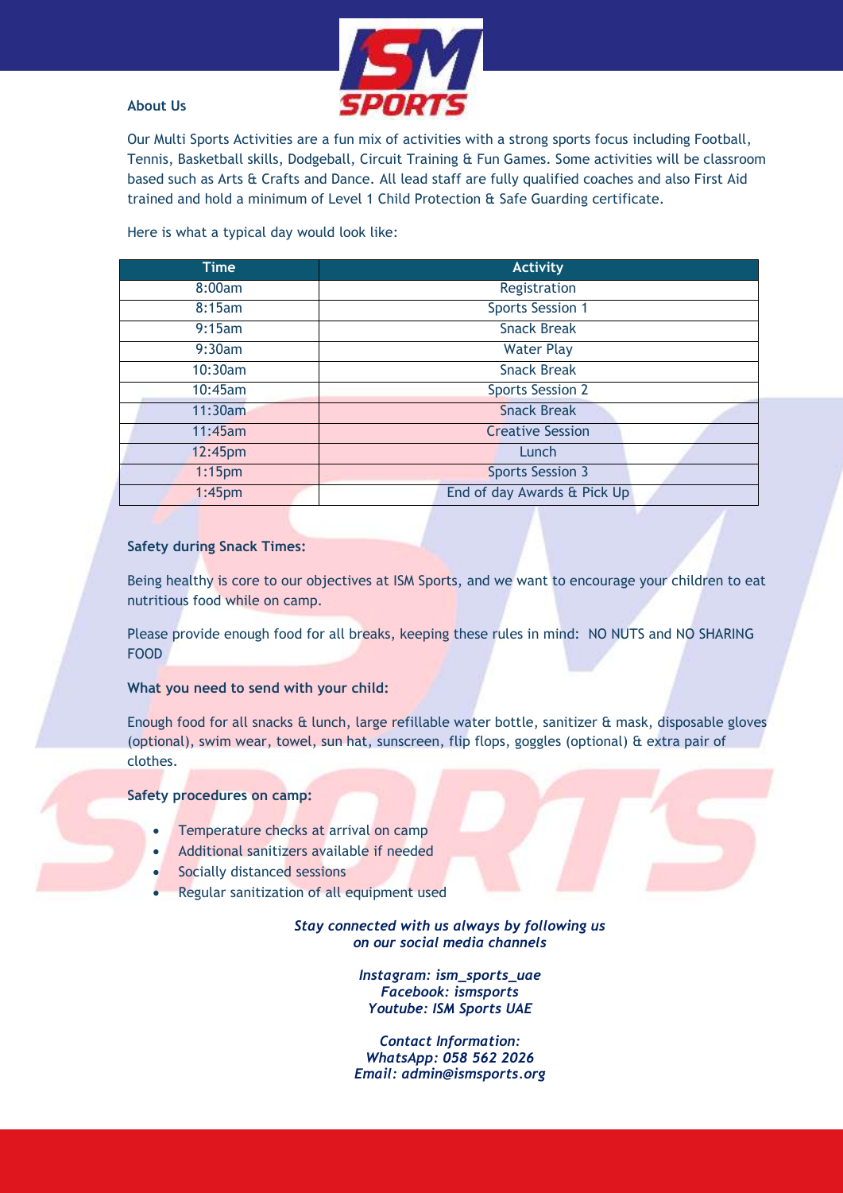**About Us**

Our Multi Sports Activities are a fun mix of activities with a strong sports focus including Football, Tennis, Basketball skills, Dodgeball, Circuit Training & Fun Games. Some activities will be classroom based such as Arts & Crafts and Dance. All lead staff are fully qualified coaches and also First Aid trained and hold a minimum of Level 1 Child Protection & Safe Guarding certificate.

Here is what a typical day would look like:

| Time | Activity |
|---|---|
| 8:00am | Registration |
| 8:15am | Sports Session 1 |
| 9:15am | Snack Break |
| 9:30am | Water Play |
| 10:30am | Snack Break |
| 10:45am | Sports Session 2 |
| 11:30am | Snack Break |
| 11:45am | Creative Session |
| 12:45pm | Lunch |
| 1:15pm | Sports Session 3 |
| 1:45pm | End of day Awards & Pick Up |

**Safety during Snack Times:**

Being healthy is core to our objectives at ISM Sports, and we want to encourage your children to eat nutritious food while on camp.

Please provide enough food for all breaks, keeping these rules in mind: NO NUTS and NO SHARING FOOD

**What you need to send with your child:**

Enough food for all snacks & lunch, large refillable water bottle, sanitizer & mask, disposable gloves (optional), swim wear, towel, sun hat, sunscreen, flip flops, goggles (optional) & extra pair of clothes.

**Safety procedures on camp:**

- Temperature checks at arrival on camp
- Additional sanitizers available if needed
- Socially distanced sessions
- Regular sanitization of all equipment used

***Stay connected with us always by following us on our social media channels***

***Instagram: ism_sports_uae***
***Facebook: ismsports***
***Youtube: ISM Sports UAE***

***Contact Information:***
***WhatsApp: 058 562 2026***
***Email: admin@ismsports.org***